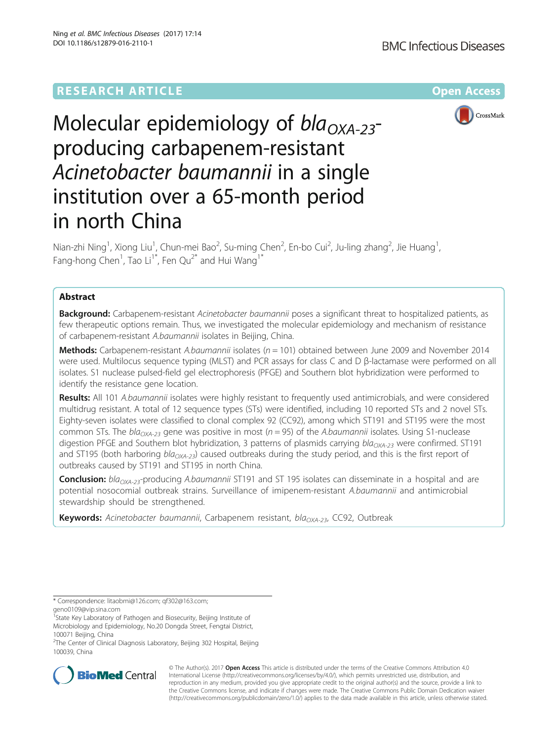RESEARCH ARTICLE

Open Access

# Molecular epidemiology of $bla_{OXA-23}$-producing carbapenem-resistant *Acinetobacter baumannii* in a single institution over a 65-month period in north China

Nian-zhi Ning[1], Xiong Liu[1], Chun-mei Bao[2], Su-ming Chen[2], En-bo Cui[2], Ju-ling zhang[2], Jie Huang[1], Fang-hong Chen[1], Tao Li[1*], Fen Qu[2*] and Hui Wang[1*]

## Abstract

**Background:** Carbapenem-resistant *Acinetobacter baumannii* poses a significant threat to hospitalized patients, as few therapeutic options remain. Thus, we investigated the molecular epidemiology and mechanism of resistance of carbapenem-resistant *A.baumannii* isolates in Beijing, China.

**Methods:** Carbapenem-resistant *A.baumannii* isolates ($n = 101$) obtained between June 2009 and November 2014 were used. Multilocus sequence typing (MLST) and PCR assays for class C and D β-lactamase were performed on all isolates. S1 nuclease pulsed-field gel electrophoresis (PFGE) and Southern blot hybridization were performed to identify the resistance gene location.

**Results:** All 101 *A.baumannii* isolates were highly resistant to frequently used antimicrobials, and were considered multidrug resistant. A total of 12 sequence types (STs) were identified, including 10 reported STs and 2 novel STs. Eighty-seven isolates were classified to clonal complex 92 (CC92), among which ST191 and ST195 were the most common STs. The $bla_{OXA-23}$ gene was positive in most ($n = 95$) of the *A.baumannii* isolates. Using S1-nuclease digestion PFGE and Southern blot hybridization, 3 patterns of plasmids carrying $bla_{OXA-23}$ were confirmed. ST191 and ST195 (both harboring $bla_{OXA-23}$) caused outbreaks during the study period, and this is the first report of outbreaks caused by ST191 and ST195 in north China.

**Conclusion:** $bla_{OXA-23}$-producing *A.baumannii* ST191 and ST 195 isolates can disseminate in a hospital and are potential nosocomial outbreak strains. Surveillance of imipenem-resistant *A.baumannii* and antimicrobial stewardship should be strengthened.

**Keywords:** *Acinetobacter baumannii*, Carbapenem resistant, $bla_{OXA-23}$, CC92, Outbreak

---

\* Correspondence: litaobmi@126.com; qf302@163.com; geno0109@vip.sina.com

[1]State Key Laboratory of Pathogen and Biosecurity, Beijing Institute of Microbiology and Epidemiology, No.20 Dongda Street, Fengtai District, 100071 Beijing, China

[2]The Center of Clinical Diagnosis Laboratory, Beijing 302 Hospital, Beijing 100039, China

© The Author(s). 2017 **Open Access** This article is distributed under the terms of the Creative Commons Attribution 4.0 International License (http://creativecommons.org/licenses/by/4.0/), which permits unrestricted use, distribution, and reproduction in any medium, provided you give appropriate credit to the original author(s) and the source, provide a link to the Creative Commons license, and indicate if changes were made. The Creative Commons Public Domain Dedication waiver (http://creativecommons.org/publicdomain/zero/1.0/) applies to the data made available in this article, unless otherwise stated.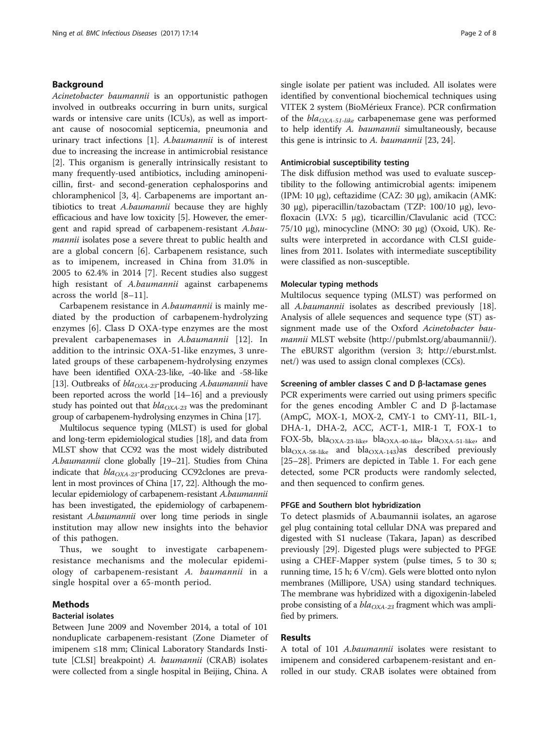## Background

*Acinetobacter baumannii* is an opportunistic pathogen involved in outbreaks occurring in burn units, surgical wards or intensive care units (ICUs), as well as importanT cause of nosocomial septicemia, pneumonia and urinary tract infections [1]. *A.baumannii* is of interest due to increasing the increase in antimicrobial resistance [2]. This organism is generally intrinsically resistant to many frequently-used antibiotics, including aminopenicillin, first- and second-generation cephalosporins and chloramphenicol [3, 4]. Carbapenems are important antibiotics to treat *A.baumannii* because they are highly efficacious and have low toxicity [5]. However, the emergent and rapid spread of carbapenem-resistant *A.baumannii* isolates pose a severe threat to public health and are a global concern [6]. Carbapenem resistance, such as to imipenem, increased in China from 31.0% in 2005 to 62.4% in 2014 [7]. Recent studies also suggest high resistant of *A.baumannii* against carbapenems across the world [8–11].

Carbapenem resistance in *A.baumannii* is mainly mediated by the production of carbapenem-hydrolyzing enzymes [6]. Class D OXA-type enzymes are the most prevalent carbapenemases in *A.baumannii* [12]. In addition to the intrinsic OXA-51-like enzymes, 3 unrelated groups of these carbapenem-hydrolysing enzymes have been identified OXA-23-like, -40-like and -58-like [13]. Outbreaks of $bla_{OXA-23}$-producing *A.baumannii* have been reported across the world [14–16] and a previously study has pointed out that $bla_{OXA-23}$ was the predominant group of carbapenem-hydrolysing enzymes in China [17].

Multilocus sequence typing (MLST) is used for global and long-term epidemiological studies [18], and data from MLST show that CC92 was the most widely distributed *A.baumannii* clone globally [19–21]. Studies from China indicate that $bla_{OXA-23}$-producing CC92clones are prevalent in most provinces of China [17, 22]. Although the molecular epidemiology of carbapenem-resistant *A.baumannii* has been investigated, the epidemiology of carbapenem-resistant *A.baumannii* over long time periods in single institution may allow new insights into the behavior of this pathogen.

Thus, we sought to investigate carbapenem-resistance mechanisms and the molecular epidemiology of carbapenem-resistant *A. baumannii* in a single hospital over a 65-month period.

## Methods

### Bacterial isolates

Between June 2009 and November 2014, a total of 101 nonduplicate carbapenem-resistant (Zone Diameter of imipenem ≤18 mm; Clinical Laboratory Standards Institute [CLSI] breakpoint) *A. baumannii* (CRAB) isolates were collected from a single hospital in Beijing, China. A single isolate per patient was included. All isolates were identified by conventional biochemical techniques using VITEK 2 system (BioMérieux France). PCR confirmation of the $bla_{OXA-51-like}$ carbapenemase gene was performed to help identify *A. baumannii* simultaneously, because this gene is intrinsic to *A. baumannii* [23, 24].

### Antimicrobial susceptibility testing

The disk diffusion method was used to evaluate susceptibility to the following antimicrobial agents: imipenem (IPM: 10 μg), ceftazidime (CAZ: 30 μg), amikacin (AMK: 30 μg), piperacillin/tazobactam (TZP: 100/10 μg), levofloxacin (LVX: 5 μg), ticarcillin/Clavulanic acid (TCC: 75/10 μg), minocycline (MNO: 30 μg) (Oxoid, UK). Results were interpreted in accordance with CLSI guidelines from 2011. Isolates with intermediate susceptibility were classified as non-susceptible.

### Molecular typing methods

Multilocus sequence typing (MLST) was performed on all *A.baumannii* isolates as described previously [18]. Analysis of allele sequences and sequence type (ST) assignment made use of the Oxford *Acinetobacter baumannii* MLST website (http://pubmlst.org/abaumannii/). The eBURST algorithm (version 3; http://eburst.mlst.net/) was used to assign clonal complexes (CCs).

### Screening of ambler classes C and D β-lactamase genes

PCR experiments were carried out using primers specific for the genes encoding Ambler C and D β-lactamase (AmpC, MOX-1, MOX-2, CMY-1 to CMY-11, BIL-1, DHA-1, DHA-2, ACC, ACT-1, MIR-1 T, FOX-1 to FOX-5b, $bla_{OXA-23-like}$, $bla_{OXA-40-like}$, $bla_{OXA-51-like}$, and $bla_{OXA-58-like}$ and $bla_{OXA-143}$)as described previously [25–28]. Primers are depicted in Table 1. For each gene detected, some PCR products were randomly selected, and then sequenced to confirm genes.

### PFGE and Southern blot hybridization

To detect plasmids of A.baumannii isolates, an agarose gel plug containing total cellular DNA was prepared and digested with S1 nuclease (Takara, Japan) as described previously [29]. Digested plugs were subjected to PFGE using a CHEF-Mapper system (pulse times, 5 to 30 s; running time, 15 h; 6 V/cm). Gels were blotted onto nylon membranes (Millipore, USA) using standard techniques. The membrane was hybridized with a digoxigenin-labeled probe consisting of a $bla_{OXA-23}$ fragment which was amplified by primers.

## Results

A total of 101 *A.baumannii* isolates were resistant to imipenem and considered carbapenem-resistant and enrolled in our study. CRAB isolates were obtained from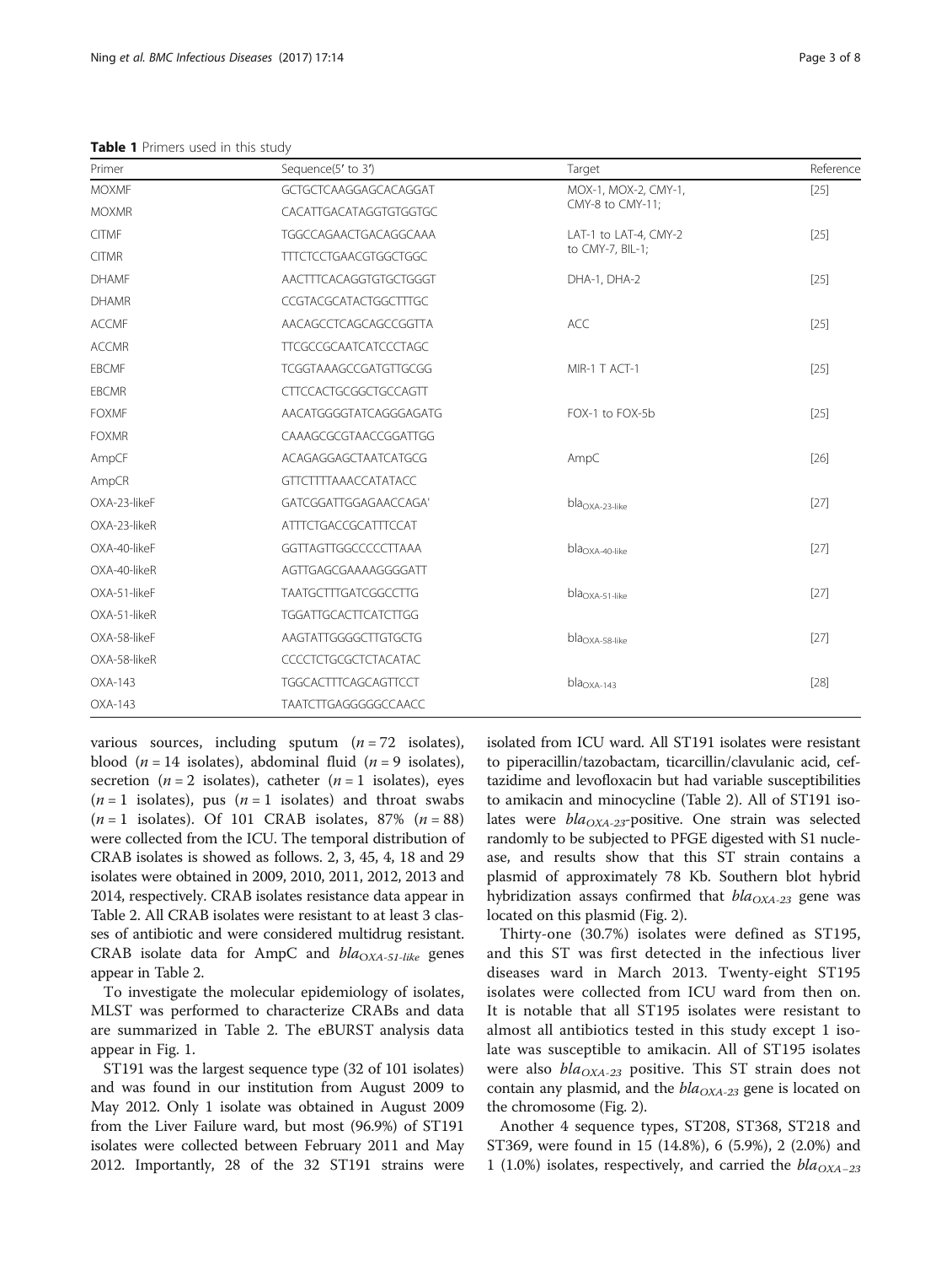**Table 1** Primers used in this study

| Primer | Sequence(5′ to 3′) | Target | Reference |
|---|---|---|---|
| MOXMF | GCTGCTCAAGGAGCACAGGAT | MOX-1, MOX-2, CMY-1, CMY-8 to CMY-11; | [25] |
| MOXMR | CACATTGACATAGGTGTGGTGC | | |
| CITMF | TGGCCAGAACTGACAGGCAAA | LAT-1 to LAT-4, CMY-2 to CMY-7, BIL-1; | [25] |
| CITMR | TTTCTCCTGAACGTGGCTGGC | | |
| DHAMF | AACTTTCACAGGTGTGCTGGGT | DHA-1, DHA-2 | [25] |
| DHAMR | CCGTACGCATACTGGCTTTGC | | |
| ACCMF | AACAGCCTCAGCAGCCGGTTA | ACC | [25] |
| ACCMR | TTCGCCGCAATCATCCCTAGC | | |
| EBCMF | TCGGTAAAGCCGATGTTGCGG | MIR-1 T ACT-1 | [25] |
| EBCMR | CTTCCACTGCGGCTGCCAGTT | | |
| FOXMF | AACATGGGGTATCAGGGAGATG | FOX-1 to FOX-5b | [25] |
| FOXMR | CAAAGCGCGTAACCGGATTGG | | |
| AmpCF | ACAGAGGAGCTAATCATGCG | AmpC | [26] |
| AmpCR | GTTCTTTTAAACCATATACC | | |
| OXA-23-likeF | GATCGGATTGGAGAACCAGA' | $bla_{OXA-23-like}$ | [27] |
| OXA-23-likeR | ATTTCTGACCGCATTTCCAT | | |
| OXA-40-likeF | GGTTAGTTGGCCCCCTTAAA | $bla_{OXA-40-like}$ | [27] |
| OXA-40-likeR | AGTTGAGCGAAAAGGGGATT | | |
| OXA-51-likeF | TAATGCTTTGATCGGCCTTG | $bla_{OXA-51-like}$ | [27] |
| OXA-51-likeR | TGGATTGCACTTCATCTTGG | | |
| OXA-58-likeF | AAGTATTGGGGCTTGTGCTG | $bla_{OXA-58-like}$ | [27] |
| OXA-58-likeR | CCCCTCTGCGCTCTACATAC | | |
| OXA-143 | TGGCACTTTCAGCAGTTCCT | $bla_{OXA-143}$ | [28] |
| OXA-143 | TAATCTTGAGGGGGCCAACC | | |

various sources, including sputum ($n = 72$ isolates), blood ($n = 14$ isolates), abdominal fluid ($n = 9$ isolates), secretion ($n = 2$ isolates), catheter ($n = 1$ isolates), eyes ($n = 1$ isolates), pus ($n = 1$ isolates) and throat swabs ($n = 1$ isolates). Of 101 CRAB isolates, 87% ($n = 88$) were collected from the ICU. The temporal distribution of CRAB isolates is showed as follows. 2, 3, 45, 4, 18 and 29 isolates were obtained in 2009, 2010, 2011, 2012, 2013 and 2014, respectively. CRAB isolates resistance data appear in Table 2. All CRAB isolates were resistant to at least 3 classes of antibiotic and were considered multidrug resistant. CRAB isolate data for AmpC and $bla_{OXA-51-like}$ genes appear in Table 2.

To investigate the molecular epidemiology of isolates, MLST was performed to characterize CRABs and data are summarized in Table 2. The eBURST analysis data appear in Fig. 1.

ST191 was the largest sequence type (32 of 101 isolates) and was found in our institution from August 2009 to May 2012. Only 1 isolate was obtained in August 2009 from the Liver Failure ward, but most (96.9%) of ST191 isolates were collected between February 2011 and May 2012. Importantly, 28 of the 32 ST191 strains were isolated from ICU ward. All ST191 isolates were resistant to piperacillin/tazobactam, ticarcillin/clavulanic acid, ceftazidime and levofloxacin but had variable susceptibilities to amikacin and minocycline (Table 2). All of ST191 isolates were $bla_{OXA-23}$-positive. One strain was selected randomly to be subjected to PFGE digested with S1 nuclease, and results show that this ST strain contains a plasmid of approximately 78 Kb. Southern blot hybrid hybridization assays confirmed that $bla_{OXA-23}$ gene was located on this plasmid (Fig. 2).

Thirty-one (30.7%) isolates were defined as ST195, and this ST was first detected in the infectious liver diseases ward in March 2013. Twenty-eight ST195 isolates were collected from ICU ward from then on. It is notable that all ST195 isolates were resistant to almost all antibiotics tested in this study except 1 isolate was susceptible to amikacin. All of ST195 isolates were also $bla_{OXA-23}$ positive. This ST strain does not contain any plasmid, and the $bla_{OXA-23}$ gene is located on the chromosome (Fig. 2).

Another 4 sequence types, ST208, ST368, ST218 and ST369, were found in 15 (14.8%), 6 (5.9%), 2 (2.0%) and 1 (1.0%) isolates, respectively, and carried the $bla_{OXA-23}$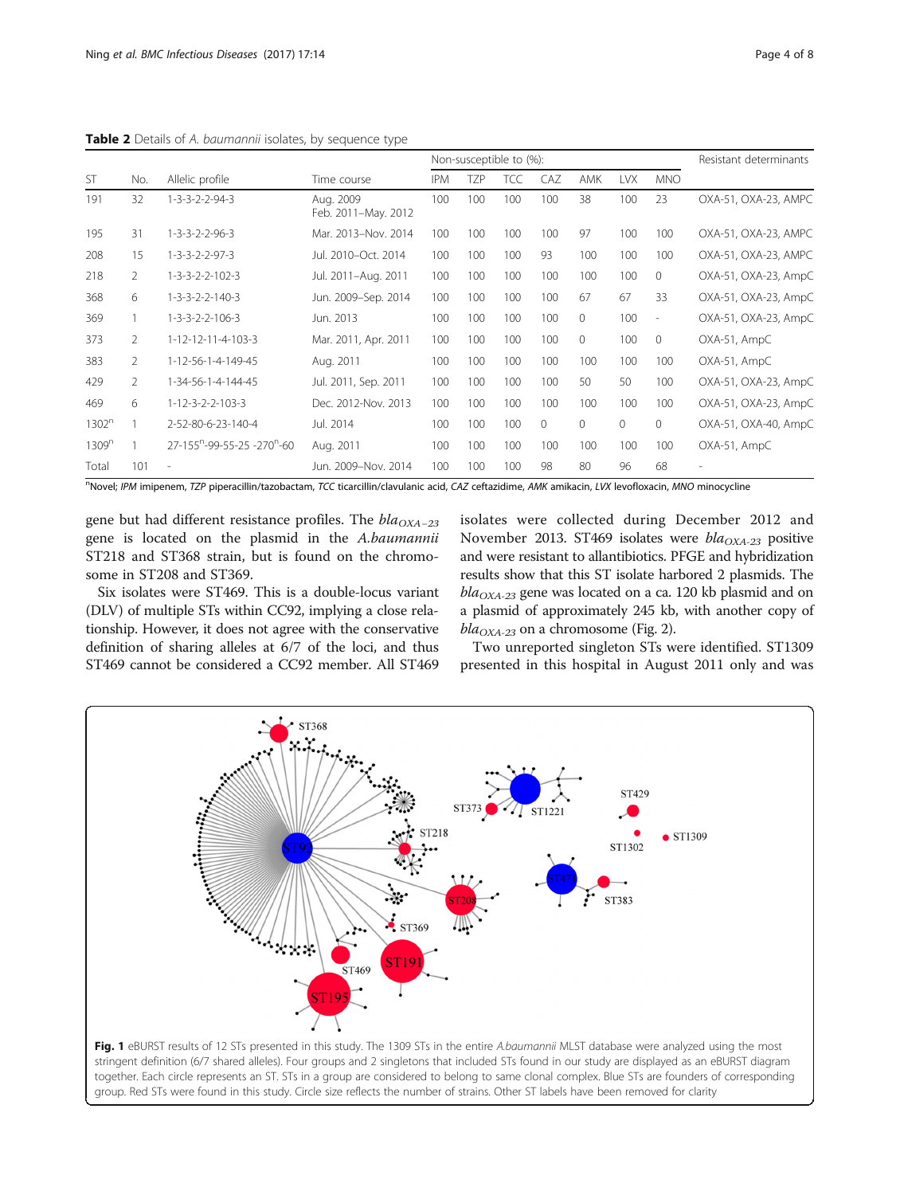**Table 2** Details of *A. baumannii* isolates, by sequence type

| ST | No. | Allelic profile | Time course | Non-susceptible to (%): | | | | | | | Resistant determinants |
|---|---|---|---|---|---|---|---|---|---|---|---|
| | | | | IPM | TZP | TCC | CAZ | AMK | LVX | MNO | |
| 191 | 32 | 1-3-3-2-2-94-3 | Aug. 2009 Feb. 2011–May. 2012 | 100 | 100 | 100 | 100 | 38 | 100 | 23 | OXA-51, OXA-23, AMPC |
| 195 | 31 | 1-3-3-2-2-96-3 | Mar. 2013–Nov. 2014 | 100 | 100 | 100 | 100 | 97 | 100 | 100 | OXA-51, OXA-23, AMPC |
| 208 | 15 | 1-3-3-2-2-97-3 | Jul. 2010–Oct. 2014 | 100 | 100 | 100 | 93 | 100 | 100 | 100 | OXA-51, OXA-23, AMPC |
| 218 | 2 | 1-3-3-2-2-102-3 | Jul. 2011–Aug. 2011 | 100 | 100 | 100 | 100 | 100 | 100 | 0 | OXA-51, OXA-23, AmpC |
| 368 | 6 | 1-3-3-2-2-140-3 | Jun. 2009–Sep. 2014 | 100 | 100 | 100 | 100 | 67 | 67 | 33 | OXA-51, OXA-23, AmpC |
| 369 | 1 | 1-3-3-2-2-106-3 | Jun. 2013 | 100 | 100 | 100 | 100 | 0 | 100 | - | OXA-51, OXA-23, AmpC |
| 373 | 2 | 1-12-12-11-4-103-3 | Mar. 2011, Apr. 2011 | 100 | 100 | 100 | 100 | 0 | 100 | 0 | OXA-51, AmpC |
| 383 | 2 | 1-12-56-1-4-149-45 | Aug. 2011 | 100 | 100 | 100 | 100 | 100 | 100 | 100 | OXA-51, AmpC |
| 429 | 2 | 1-34-56-1-4-144-45 | Jul. 2011, Sep. 2011 | 100 | 100 | 100 | 100 | 50 | 50 | 100 | OXA-51, OXA-23, AmpC |
| 469 | 6 | 1-12-3-2-2-103-3 | Dec. 2012-Nov. 2013 | 100 | 100 | 100 | 100 | 100 | 100 | 100 | OXA-51, OXA-23, AmpC |
| 1302[n] | 1 | 2-52-80-6-23-140-4 | Jul. 2014 | 100 | 100 | 100 | 0 | 0 | 0 | 0 | OXA-51, OXA-40, AmpC |
| 1309[n] | 1 | 27-155[n]-99-55-25 -270[n]-60 | Aug. 2011 | 100 | 100 | 100 | 100 | 100 | 100 | 100 | OXA-51, AmpC |
| Total | 101 | - | Jun. 2009–Nov. 2014 | 100 | 100 | 100 | 98 | 80 | 96 | 68 | - |

[n]Novel; *IPM* imipenem, *TZP* piperacillin/tazobactam, *TCC* ticarcillin/clavulanic acid, *CAZ* ceftazidime, *AMK* amikacin, *LVX* levofloxacin, *MNO* minocycline

gene but had different resistance profiles. The $bla_{OXA-23}$ gene is located on the plasmid in the *A.baumannii* ST218 and ST368 strain, but is found on the chromosome in ST208 and ST369.

Six isolates were ST469. This is a double-locus variant (DLV) of multiple STs within CC92, implying a close relationship. However, it does not agree with the conservative definition of sharing alleles at 6/7 of the loci, and thus ST469 cannot be considered a CC92 member. All ST469 isolates were collected during December 2012 and November 2013. ST469 isolates were $bla_{OXA-23}$ positive and were resistant to allantibiotics. PFGE and hybridization results show that this ST isolate harbored 2 plasmids. The $bla_{OXA-23}$ gene was located on a ca. 120 kb plasmid and on a plasmid of approximately 245 kb, with another copy of $bla_{OXA-23}$ on a chromosome (Fig. 2).

Two unreported singleton STs were identified. ST1309 presented in this hospital in August 2011 only and was

**Fig. 1** eBURST results of 12 STs presented in this study. The 1309 STs in the entire *A.baumannii* MLST database were analyzed using the most stringent definition (6/7 shared alleles). Four groups and 2 singletons that included STs found in our study are displayed as an eBURST diagram together. Each circle represents an ST. STs in a group are considered to belong to same clonal complex. Blue STs are founders of corresponding group. Red STs were found in this study. Circle size reflects the number of strains. Other ST labels have been removed for clarity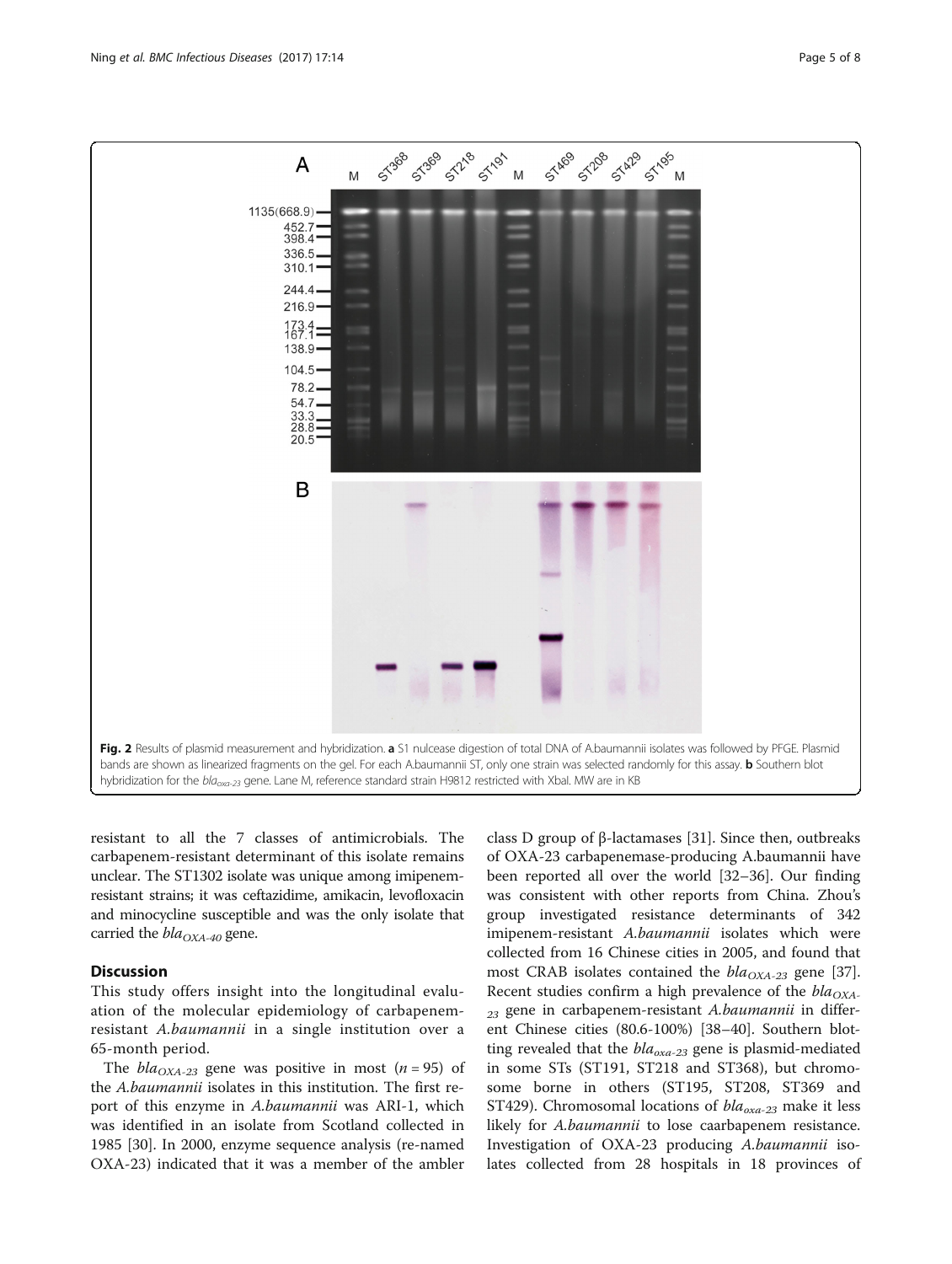Fig. 2 Results of plasmid measurement and hybridization. **a** S1 nulcease digestion of total DNA of A.baumannii isolates was followed by PFGE. Plasmid bands are shown as linearized fragments on the gel. For each A.baumannii ST, only one strain was selected randomly for this assay. **b** Southern blot hybridization for the $bla_{oxa\text{-}23}$ gene. Lane M, reference standard strain H9812 restricted with XbaI. MW are in KB

resistant to all the 7 classes of antimicrobials. The carbapenem-resistant determinant of this isolate remains unclear. The ST1302 isolate was unique among imipenem-resistant strains; it was ceftazidime, amikacin, levofloxacin and minocycline susceptible and was the only isolate that carried the $bla_{OXA\text{-}40}$ gene.

## Discussion

This study offers insight into the longitudinal evaluation of the molecular epidemiology of carbapenem-resistant *A.baumannii* in a single institution over a 65-month period.

The $bla_{OXA\text{-}23}$ gene was positive in most ($n = 95$) of the *A.baumannii* isolates in this institution. The first report of this enzyme in *A.baumannii* was ARI-1, which was identified in an isolate from Scotland collected in 1985 [30]. In 2000, enzyme sequence analysis (re-named OXA-23) indicated that it was a member of the ambler class D group of β-lactamases [31]. Since then, outbreaks of OXA-23 carbapenemase-producing A.baumannii have been reported all over the world [32–36]. Our finding was consistent with other reports from China. Zhou's group investigated resistance determinants of 342 imipenem-resistant *A.baumannii* isolates which were collected from 16 Chinese cities in 2005, and found that most CRAB isolates contained the $bla_{OXA\text{-}23}$ gene [37]. Recent studies confirm a high prevalence of the $bla_{OXA\text{-}23}$ gene in carbapenem-resistant *A.baumannii* in different Chinese cities (80.6-100%) [38–40]. Southern blotting revealed that the $bla_{oxa\text{-}23}$ gene is plasmid-mediated in some STs (ST191, ST218 and ST368), but chromosome borne in others (ST195, ST208, ST369 and ST429). Chromosomal locations of $bla_{oxa\text{-}23}$ make it less likely for *A.baumannii* to lose caarbapenem resistance. Investigation of OXA-23 producing *A.baumannii* isolates collected from 28 hospitals in 18 provinces of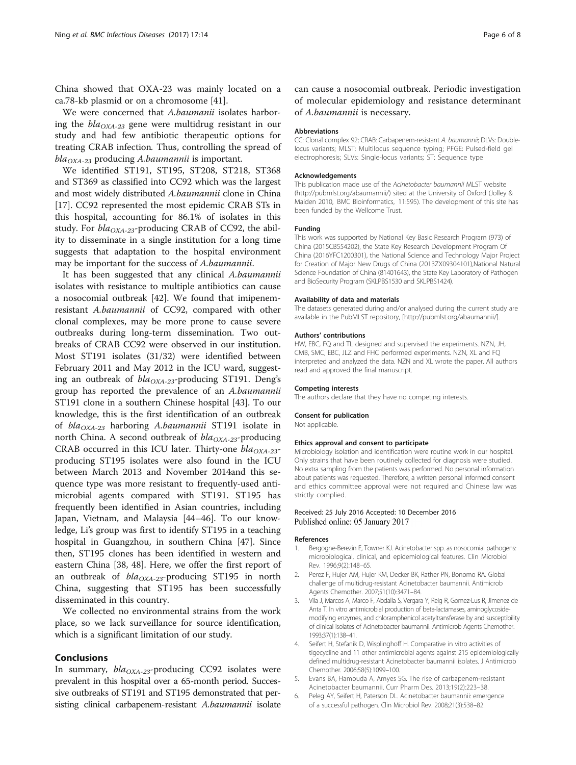China showed that OXA-23 was mainly located on a ca.78-kb plasmid or on a chromosome [41].

We were concerned that *A.baumanii* isolates harboring the $bla_{OXA-23}$ gene were multidrug resistant in our study and had few antibiotic therapeutic options for treating CRAB infection*.* Thus, controlling the spread of $bla_{OXA-23}$ producing *A.baumannii* is important.

We identified ST191, ST195, ST208, ST218, ST368 and ST369 as classified into CC92 which was the largest and most widely distributed *A.baumannii* clone in China [17]. CC92 represented the most epidemic CRAB STs in this hospital, accounting for 86.1% of isolates in this study. For $bla_{OXA-23}$-producing CRAB of CC92, the ability to disseminate in a single institution for a long time suggests that adaptation to the hospital environment may be important for the success of *A.baumannii*.

It has been suggested that any clinical *A.baumannii* isolates with resistance to multiple antibiotics can cause a nosocomial outbreak [42]. We found that imipenem-resistant *A.baumannii* of CC92, compared with other clonal complexes, may be more prone to cause severe outbreaks during long-term dissemination. Two outbreaks of CRAB CC92 were observed in our institution. Most ST191 isolates (31/32) were identified between February 2011 and May 2012 in the ICU ward, suggesting an outbreak of $bla_{OXA-23}$-producing ST191. Deng's group has reported the prevalence of an *A.baumannii* ST191 clone in a southern Chinese hospital [43]. To our knowledge, this is the first identification of an outbreak of $bla_{OXA-23}$ harboring *A.baumannii* ST191 isolate in north China. A second outbreak of $bla_{OXA-23}$-producing CRAB occurred in this ICU later. Thirty-one $bla_{OXA-23}$-producing ST195 isolates were also found in the ICU between March 2013 and November 2014and this sequence type was more resistant to frequently-used antimicrobial agents compared with ST191. ST195 has frequently been identified in Asian countries, including Japan, Vietnam, and Malaysia [44–46]. To our knowledge, Li's group was first to identify ST195 in a teaching hospital in Guangzhou, in southern China [47]. Since then, ST195 clones has been identified in western and eastern China [38, 48]. Here, we offer the first report of an outbreak of $bla_{OXA-23}$-producing ST195 in north China, suggesting that ST195 has been successfully disseminated in this country.

We collected no environmental strains from the work place, so we lack surveillance for source identification, which is a significant limitation of our study.

## Conclusions

In summary, $bla_{OXA-23}$-producing CC92 isolates were prevalent in this hospital over a 65-month period. Successive outbreaks of ST191 and ST195 demonstrated that persisting clinical carbapenem-resistant *A.baumannii* isolate can cause a nosocomial outbreak. Periodic investigation of molecular epidemiology and resistance determinant of *A.baumannii* is necessary.

#### Abbreviations

CC: Clonal complex 92; CRAB: Carbapenem-resistant *A. baumannii*; DLVs: Double-locus variants; MLST: Multilocus sequence typing; PFGE: Pulsed-field gel electrophoresis; SLVs: Single-locus variants; ST: Sequence type

#### Acknowledgements

This publication made use of the *Acinetobacter baumannii* MLST website (http://pubmlst.org/abaumannii/) sited at the University of Oxford (Jolley & Maiden 2010, BMC Bioinformatics, 11:595). The development of this site has been funded by the Wellcome Trust.

#### Funding

This work was supported by National Key Basic Research Program (973) of China (2015CB554202), the State Key Research Development Program Of China (2016YFC1200301), the National Science and Technology Major Project for Creation of Major New Drugs of China (2013ZX09304101),National Natural Science Foundation of China (81401643), the State Key Laboratory of Pathogen and BioSecurity Program (SKLPBS1530 and SKLPBS1424).

#### Availability of data and materials

The datasets generated during and/or analysed during the current study are available in the PubMLST repository, [http://pubmlst.org/abaumannii/].

#### Authors' contributions

HW, EBC, FQ and TL designed and supervised the experiments. NZN, JH, CMB, SMC, EBC, JLZ and FHC performed experiments. NZN, XL and FQ interpreted and analyzed the data. NZN and XL wrote the paper. All authors read and approved the final manuscript.

#### Competing interests

The authors declare that they have no competing interests.

#### Consent for publication

Not applicable.

#### Ethics approval and consent to participate

Microbiology isolation and identification were routine work in our hospital. Only strains that have been routinely collected for diagnosis were studied. No extra sampling from the patients was performed. No personal information about patients was requested. Therefore, a written personal informed consent and ethics committee approval were not required and Chinese law was strictly complied.

Received: 25 July 2016 Accepted: 10 December 2016
Published online: 05 January 2017

#### References

1. Bergogne-Berezin E, Towner KJ. Acinetobacter spp. as nosocomial pathogens: microbiological, clinical, and epidemiological features. Clin Microbiol Rev. 1996;9(2):148–65.
2. Perez F, Hujer AM, Hujer KM, Decker BK, Rather PN, Bonomo RA. Global challenge of multidrug-resistant Acinetobacter baumannii. Antimicrob Agents Chemother. 2007;51(10):3471–84.
3. Vila J, Marcos A, Marco F, Abdalla S, Vergara Y, Reig R, Gomez-Lus R, Jimenez de Anta T. In vitro antimicrobial production of beta-lactamases, aminoglycoside-modifying enzymes, and chloramphenicol acetyltransferase by and susceptibility of clinical isolates of Acinetobacter baumannii. Antimicrob Agents Chemother. 1993;37(1):138–41.
4. Seifert H, Stefanik D, Wisplinghoff H. Comparative in vitro activities of tigecycline and 11 other antimicrobial agents against 215 epidemiologically defined multidrug-resistant Acinetobacter baumannii isolates. J Antimicrob Chemother. 2006;58(5):1099–100.
5. Evans BA, Hamouda A, Amyes SG. The rise of carbapenem-resistant Acinetobacter baumannii. Curr Pharm Des. 2013;19(2):223–38.
6. Peleg AY, Seifert H, Paterson DL. Acinetobacter baumannii: emergence of a successful pathogen. Clin Microbiol Rev. 2008;21(3):538–82.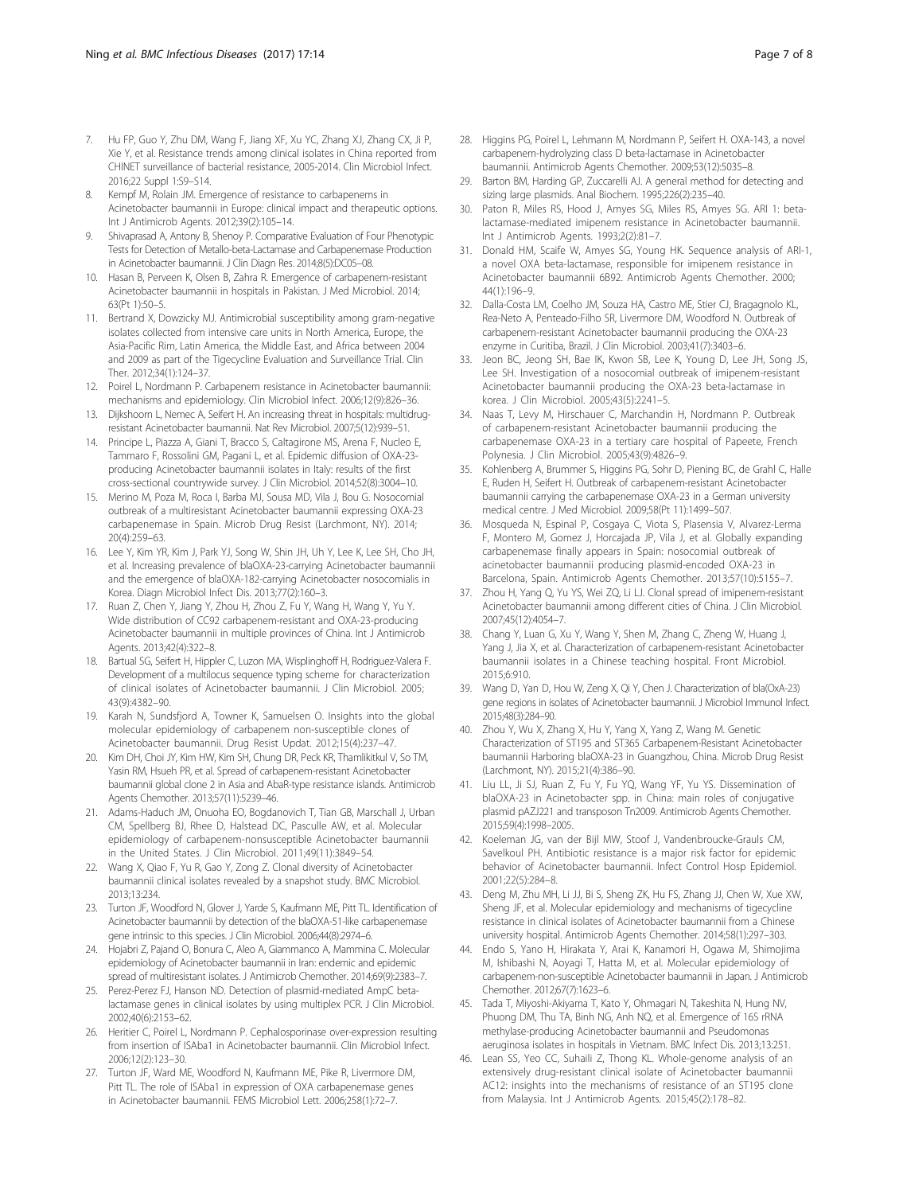7. Hu FP, Guo Y, Zhu DM, Wang F, Jiang XF, Xu YC, Zhang XJ, Zhang CX, Ji P, Xie Y, et al. Resistance trends among clinical isolates in China reported from CHINET surveillance of bacterial resistance, 2005-2014. Clin Microbiol Infect. 2016;22 Suppl 1:S9–S14.
8. Kempf M, Rolain JM. Emergence of resistance to carbapenems in Acinetobacter baumannii in Europe: clinical impact and therapeutic options. Int J Antimicrob Agents. 2012;39(2):105–14.
9. Shivaprasad A, Antony B, Shenoy P. Comparative Evaluation of Four Phenotypic Tests for Detection of Metallo-beta-Lactamase and Carbapenemase Production in Acinetobacter baumannii. J Clin Diagn Res. 2014;8(5):DC05–08.
10. Hasan B, Perveen K, Olsen B, Zahra R. Emergence of carbapenem-resistant Acinetobacter baumannii in hospitals in Pakistan. J Med Microbiol. 2014; 63(Pt 1):50–5.
11. Bertrand X, Dowzicky MJ. Antimicrobial susceptibility among gram-negative isolates collected from intensive care units in North America, Europe, the Asia-Pacific Rim, Latin America, the Middle East, and Africa between 2004 and 2009 as part of the Tigecycline Evaluation and Surveillance Trial. Clin Ther. 2012;34(1):124–37.
12. Poirel L, Nordmann P. Carbapenem resistance in Acinetobacter baumannii: mechanisms and epidemiology. Clin Microbiol Infect. 2006;12(9):826–36.
13. Dijkshoorn L, Nemec A, Seifert H. An increasing threat in hospitals: multidrug-resistant Acinetobacter baumannii. Nat Rev Microbiol. 2007;5(12):939–51.
14. Principe L, Piazza A, Giani T, Bracco S, Caltagirone MS, Arena F, Nucleo E, Tammaro F, Rossolini GM, Pagani L, et al. Epidemic diffusion of OXA-23-producing Acinetobacter baumannii isolates in Italy: results of the first cross-sectional countrywide survey. J Clin Microbiol. 2014;52(8):3004–10.
15. Merino M, Poza M, Roca I, Barba MJ, Sousa MD, Vila J, Bou G. Nosocomial outbreak of a multiresistant Acinetobacter baumannii expressing OXA-23 carbapenemase in Spain. Microb Drug Resist (Larchmont, NY). 2014; 20(4):259–63.
16. Lee Y, Kim YR, Kim J, Park YJ, Song W, Shin JH, Uh Y, Lee K, Lee SH, Cho JH, et al. Increasing prevalence of blaOXA-23-carrying Acinetobacter baumannii and the emergence of blaOXA-182-carrying Acinetobacter nosocomialis in Korea. Diagn Microbiol Infect Dis. 2013;77(2):160–3.
17. Ruan Z, Chen Y, Jiang Y, Zhou H, Zhou Z, Fu Y, Wang H, Wang Y, Yu Y. Wide distribution of CC92 carbapenem-resistant and OXA-23-producing Acinetobacter baumannii in multiple provinces of China. Int J Antimicrob Agents. 2013;42(4):322–8.
18. Bartual SG, Seifert H, Hippler C, Luzon MA, Wisplinghoff H, Rodriguez-Valera F. Development of a multilocus sequence typing scheme for characterization of clinical isolates of Acinetobacter baumannii. J Clin Microbiol. 2005; 43(9):4382–90.
19. Karah N, Sundsfjord A, Towner K, Samuelsen O. Insights into the global molecular epidemiology of carbapenem non-susceptible clones of Acinetobacter baumannii. Drug Resist Updat. 2012;15(4):237–47.
20. Kim DH, Choi JY, Kim HW, Kim SH, Chung DR, Peck KR, Thamlikitkul V, So TM, Yasin RM, Hsueh PR, et al. Spread of carbapenem-resistant Acinetobacter baumannii global clone 2 in Asia and AbaR-type resistance islands. Antimicrob Agents Chemother. 2013;57(11):5239–46.
21. Adams-Haduch JM, Onuoha EO, Bogdanovich T, Tian GB, Marschall J, Urban CM, Spellberg BJ, Rhee D, Halstead DC, Pasculle AW, et al. Molecular epidemiology of carbapenem-nonsusceptible Acinetobacter baumannii in the United States. J Clin Microbiol. 2011;49(11):3849–54.
22. Wang X, Qiao F, Yu R, Gao Y, Zong Z. Clonal diversity of Acinetobacter baumannii clinical isolates revealed by a snapshot study. BMC Microbiol. 2013;13:234.
23. Turton JF, Woodford N, Glover J, Yarde S, Kaufmann ME, Pitt TL. Identification of Acinetobacter baumannii by detection of the blaOXA-51-like carbapenemase gene intrinsic to this species. J Clin Microbiol. 2006;44(8):2974–6.
24. Hojabri Z, Pajand O, Bonura C, Aleo A, Giammanco A, Mammina C. Molecular epidemiology of Acinetobacter baumannii in Iran: endemic and epidemic spread of multiresistant isolates. J Antimicrob Chemother. 2014;69(9):2383–7.
25. Perez-Perez FJ, Hanson ND. Detection of plasmid-mediated AmpC beta-lactamase genes in clinical isolates by using multiplex PCR. J Clin Microbiol. 2002;40(6):2153–62.
26. Heritier C, Poirel L, Nordmann P. Cephalosporinase over-expression resulting from insertion of ISAba1 in Acinetobacter baumannii. Clin Microbiol Infect. 2006;12(2):123–30.
27. Turton JF, Ward ME, Woodford N, Kaufmann ME, Pike R, Livermore DM, Pitt TL. The role of ISAba1 in expression of OXA carbapenemase genes in Acinetobacter baumannii. FEMS Microbiol Lett. 2006;258(1):72–7.
28. Higgins PG, Poirel L, Lehmann M, Nordmann P, Seifert H. OXA-143, a novel carbapenem-hydrolyzing class D beta-lactamase in Acinetobacter baumannii. Antimicrob Agents Chemother. 2009;53(12):5035–8.
29. Barton BM, Harding GP, Zuccarelli AJ. A general method for detecting and sizing large plasmids. Anal Biochem. 1995;226(2):235–40.
30. Paton R, Miles RS, Hood J, Amyes SG, Miles RS, Amyes SG. ARI 1: beta-lactamase-mediated imipenem resistance in Acinetobacter baumannii. Int J Antimicrob Agents. 1993;2(2):81–7.
31. Donald HM, Scaife W, Amyes SG, Young HK. Sequence analysis of ARI-1, a novel OXA beta-lactamase, responsible for imipenem resistance in Acinetobacter baumannii 6B92. Antimicrob Agents Chemother. 2000; 44(1):196–9.
32. Dalla-Costa LM, Coelho JM, Souza HA, Castro ME, Stier CJ, Bragagnolo KL, Rea-Neto A, Penteado-Filho SR, Livermore DM, Woodford N. Outbreak of carbapenem-resistant Acinetobacter baumannii producing the OXA-23 enzyme in Curitiba, Brazil. J Clin Microbiol. 2003;41(7):3403–6.
33. Jeon BC, Jeong SH, Bae IK, Kwon SB, Lee K, Young D, Lee JH, Song JS, Lee SH. Investigation of a nosocomial outbreak of imipenem-resistant Acinetobacter baumannii producing the OXA-23 beta-lactamase in korea. J Clin Microbiol. 2005;43(5):2241–5.
34. Naas T, Levy M, Hirschauer C, Marchandin H, Nordmann P. Outbreak of carbapenem-resistant Acinetobacter baumannii producing the carbapenemase OXA-23 in a tertiary care hospital of Papeete, French Polynesia. J Clin Microbiol. 2005;43(9):4826–9.
35. Kohlenberg A, Brummer S, Higgins PG, Sohr D, Piening BC, de Grahl C, Halle E, Ruden H, Seifert H. Outbreak of carbapenem-resistant Acinetobacter baumannii carrying the carbapenemase OXA-23 in a German university medical centre. J Med Microbiol. 2009;58(Pt 11):1499–507.
36. Mosqueda N, Espinal P, Cosgaya C, Viota S, Plasensia V, Alvarez-Lerma F, Montero M, Gomez J, Horcajada JP, Vila J, et al. Globally expanding carbapenemase finally appears in Spain: nosocomial outbreak of acinetobacter baumannii producing plasmid-encoded OXA-23 in Barcelona, Spain. Antimicrob Agents Chemother. 2013;57(10):5155–7.
37. Zhou H, Yang Q, Yu YS, Wei ZQ, Li LJ. Clonal spread of imipenem-resistant Acinetobacter baumannii among different cities of China. J Clin Microbiol. 2007;45(12):4054–7.
38. Chang Y, Luan G, Xu Y, Wang Y, Shen M, Zhang C, Zheng W, Huang J, Yang J, Jia X, et al. Characterization of carbapenem-resistant Acinetobacter baumannii isolates in a Chinese teaching hospital. Front Microbiol. 2015;6:910.
39. Wang D, Yan D, Hou W, Zeng X, Qi Y, Chen J. Characterization of bla(OxA-23) gene regions in isolates of Acinetobacter baumannii. J Microbiol Immunol Infect. 2015;48(3):284–90.
40. Zhou Y, Wu X, Zhang X, Hu Y, Yang X, Yang Z, Wang M. Genetic Characterization of ST195 and ST365 Carbapenem-Resistant Acinetobacter baumannii Harboring blaOXA-23 in Guangzhou, China. Microb Drug Resist (Larchmont, NY). 2015;21(4):386–90.
41. Liu LL, Ji SJ, Ruan Z, Fu Y, Fu YQ, Wang YF, Yu YS. Dissemination of blaOXA-23 in Acinetobacter spp. in China: main roles of conjugative plasmid pAZJ221 and transposon Tn2009. Antimicrob Agents Chemother. 2015;59(4):1998–2005.
42. Koeleman JG, van der Bijl MW, Stoof J, Vandenbroucke-Grauls CM, Savelkoul PH. Antibiotic resistance is a major risk factor for epidemic behavior of Acinetobacter baumannii. Infect Control Hosp Epidemiol. 2001;22(5):284–8.
43. Deng M, Zhu MH, Li JJ, Bi S, Sheng ZK, Hu FS, Zhang JJ, Chen W, Xue XW, Sheng JF, et al. Molecular epidemiology and mechanisms of tigecycline resistance in clinical isolates of Acinetobacter baumannii from a Chinese university hospital. Antimicrob Agents Chemother. 2014;58(1):297–303.
44. Endo S, Yano H, Hirakata Y, Arai K, Kanamori H, Ogawa M, Shimojima M, Ishibashi N, Aoyagi T, Hatta M, et al. Molecular epidemiology of carbapenem-non-susceptible Acinetobacter baumannii in Japan. J Antimicrob Chemother. 2012;67(7):1623–6.
45. Tada T, Miyoshi-Akiyama T, Kato Y, Ohmagari N, Takeshita N, Hung NV, Phuong DM, Thu TA, Binh NG, Anh NQ, et al. Emergence of 16S rRNA methylase-producing Acinetobacter baumannii and Pseudomonas aeruginosa isolates in hospitals in Vietnam. BMC Infect Dis. 2013;13:251.
46. Lean SS, Yeo CC, Suhaili Z, Thong KL. Whole-genome analysis of an extensively drug-resistant clinical isolate of Acinetobacter baumannii AC12: insights into the mechanisms of resistance of an ST195 clone from Malaysia. Int J Antimicrob Agents. 2015;45(2):178–82.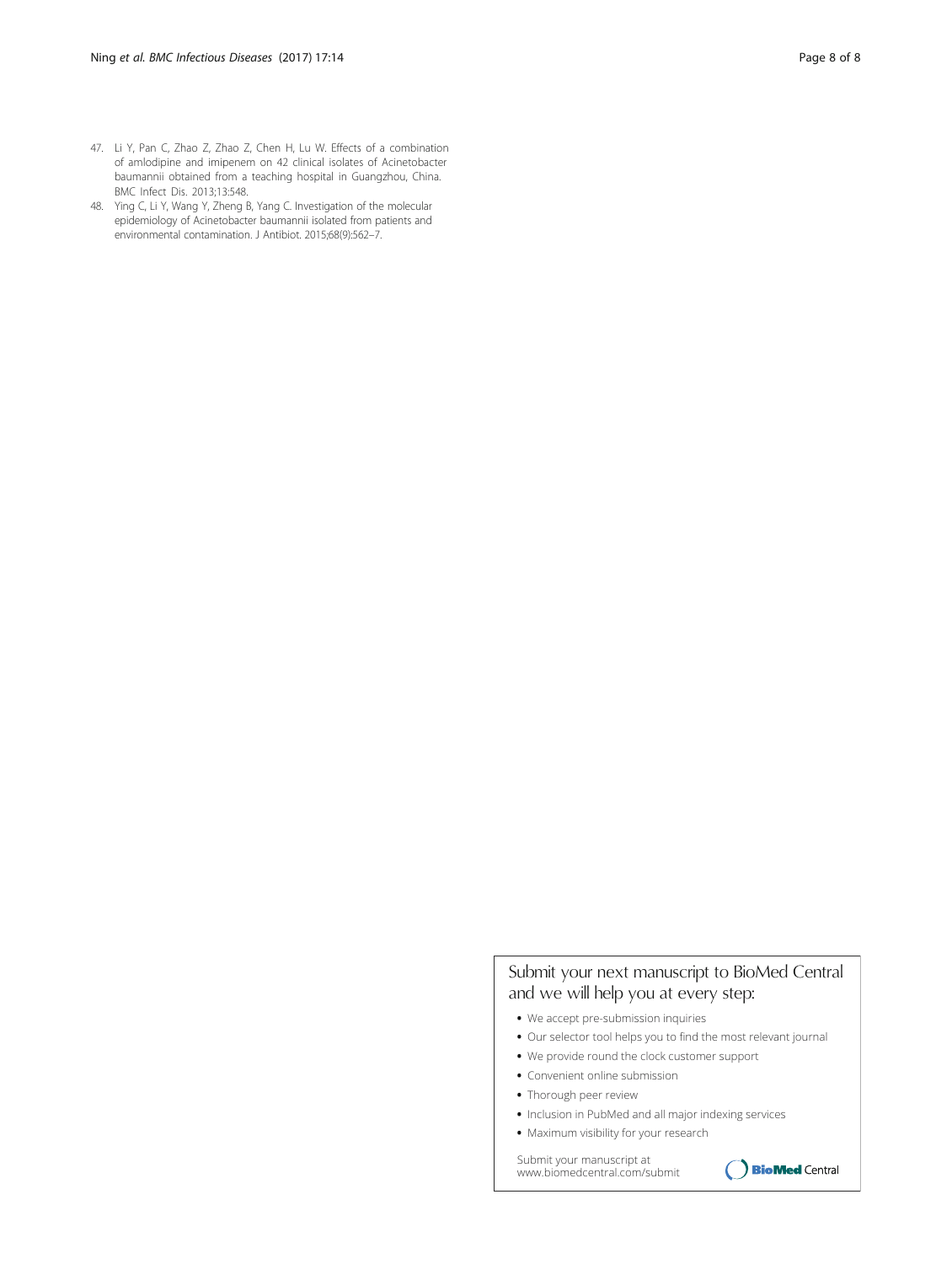47. Li Y, Pan C, Zhao Z, Zhao Z, Chen H, Lu W. Effects of a combination of amlodipine and imipenem on 42 clinical isolates of Acinetobacter baumannii obtained from a teaching hospital in Guangzhou, China. BMC Infect Dis. 2013;13:548.
48. Ying C, Li Y, Wang Y, Zheng B, Yang C. Investigation of the molecular epidemiology of Acinetobacter baumannii isolated from patients and environmental contamination. J Antibiot. 2015;68(9):562–7.

Submit your next manuscript to BioMed Central and we will help you at every step:

- We accept pre-submission inquiries
- Our selector tool helps you to find the most relevant journal
- We provide round the clock customer support
- Convenient online submission
- Thorough peer review
- Inclusion in PubMed and all major indexing services
- Maximum visibility for your research

Submit your manuscript at www.biomedcentral.com/submit

BioMed Central